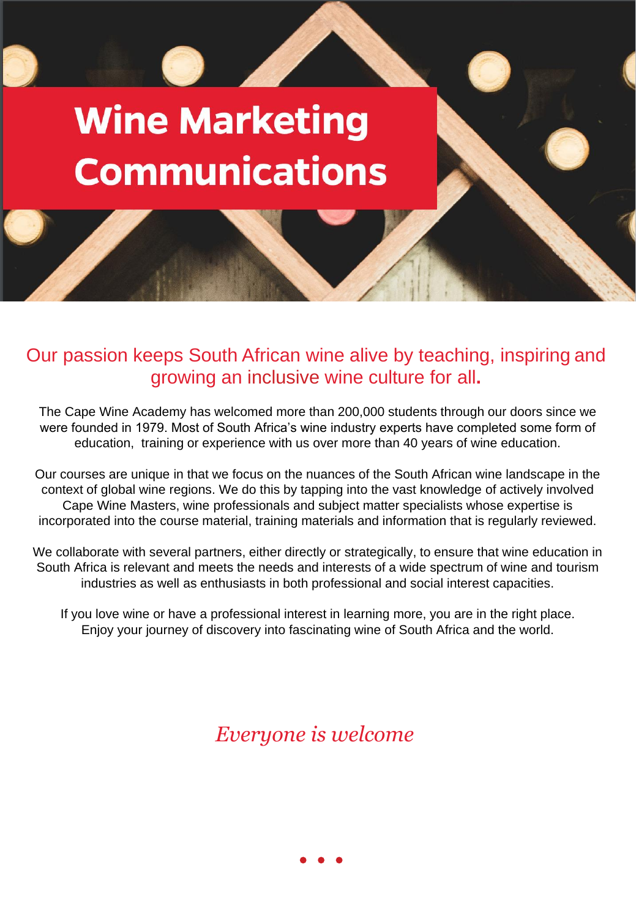# Wine Marketing Communications

## Our passion keeps South African wine alive by teaching, inspiring and growing an inclusive wine culture for all.

The Cape Wine Academy has welcomed more than 200,000 students through our doors since we were founded in 1979. Most of South Africa's wine industry experts have completed some form of education, training or experience with us over more than 40 years of wine education.

Our courses are unique in that we focus on the nuances of the South African wine landscape in the context of global wine regions. We do this by tapping into the vast knowledge of actively involved Cape Wine Masters, wine professionals and subject matter specialists whose expertise is incorporated into the course material, training materials and information that is regularly reviewed.

We collaborate with several partners, either directly or strategically, to ensure that wine education in South Africa is relevant and meets the needs and interests of a wide spectrum of wine and tourism industries as well as enthusiasts in both professional and social interest capacities.

If you love wine or have a professional interest in learning more, you are in the right place. Enjoy your journey of discovery into fascinating wine of South Africa and the world.

*Everyone is welcome*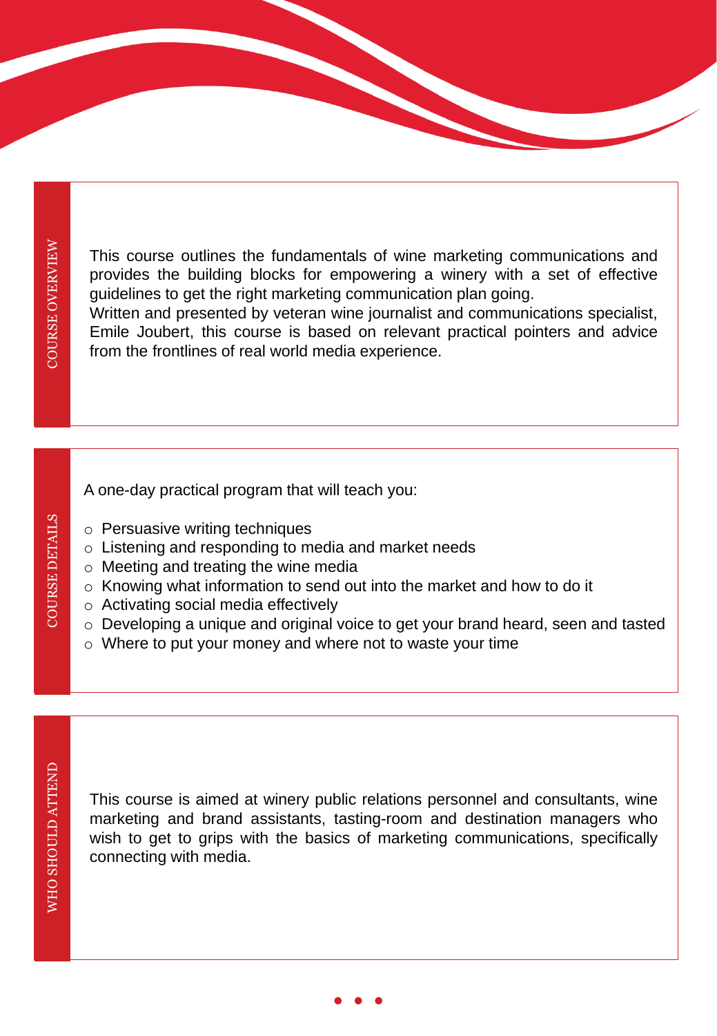## COURSE OVERVIEW

This course outlines the fundamentals of wine marketing communications and provides the building blocks for empowering a winery with a set of effective guidelines to get the right marketing communication plan going.
Written and presented by veteran wine journalist and communications specialist, Emile Joubert, this course is based on relevant practical pointers and advice from the frontlines of real world media experience.

## COURSE DETAILS

A one-day practical program that will teach you:

- Persuasive writing techniques
- Listening and responding to media and market needs
- Meeting and treating the wine media
- Knowing what information to send out into the market and how to do it
- Activating social media effectively
- Developing a unique and original voice to get your brand heard, seen and tasted
- Where to put your money and where not to waste your time

## WHO SHOULD ATTEND

This course is aimed at winery public relations personnel and consultants, wine marketing and brand assistants, tasting-room and destination managers who wish to get to grips with the basics of marketing communications, specifically connecting with media.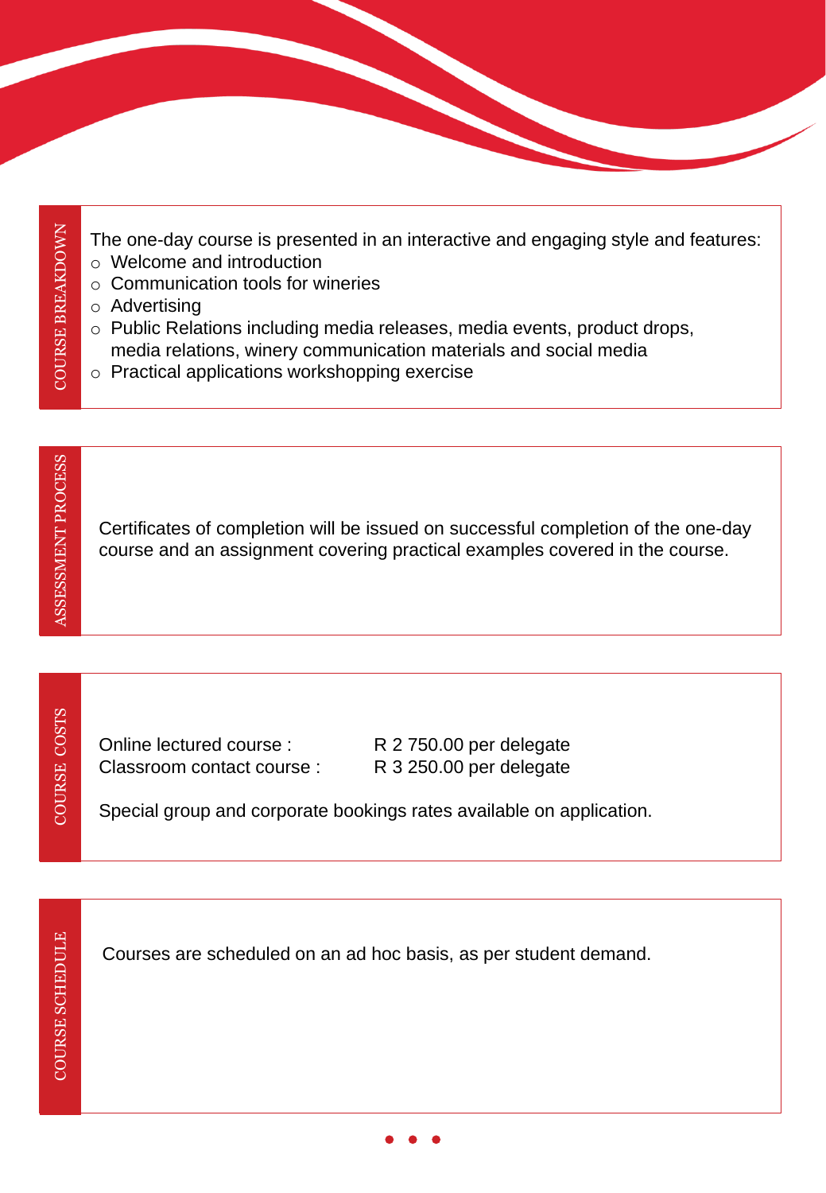## COURSE BREAKDOWN

The one-day course is presented in an interactive and engaging style and features:

- Welcome and introduction
- Communication tools for wineries
- Advertising
- Public Relations including media releases, media events, product drops, media relations, winery communication materials and social media
- Practical applications workshopping exercise

## ASSESSMENT PROCESS

Certificates of completion will be issued on successful completion of the one-day course and an assignment covering practical examples covered in the course.

## COURSE COSTS

| | |
|---|---|
| Online lectured course : | R 2 750.00 per delegate |
| Classroom contact course : | R 3 250.00 per delegate |

Special group and corporate bookings rates available on application.

## COURSE SCHEDULE

Courses are scheduled on an ad hoc basis, as per student demand.